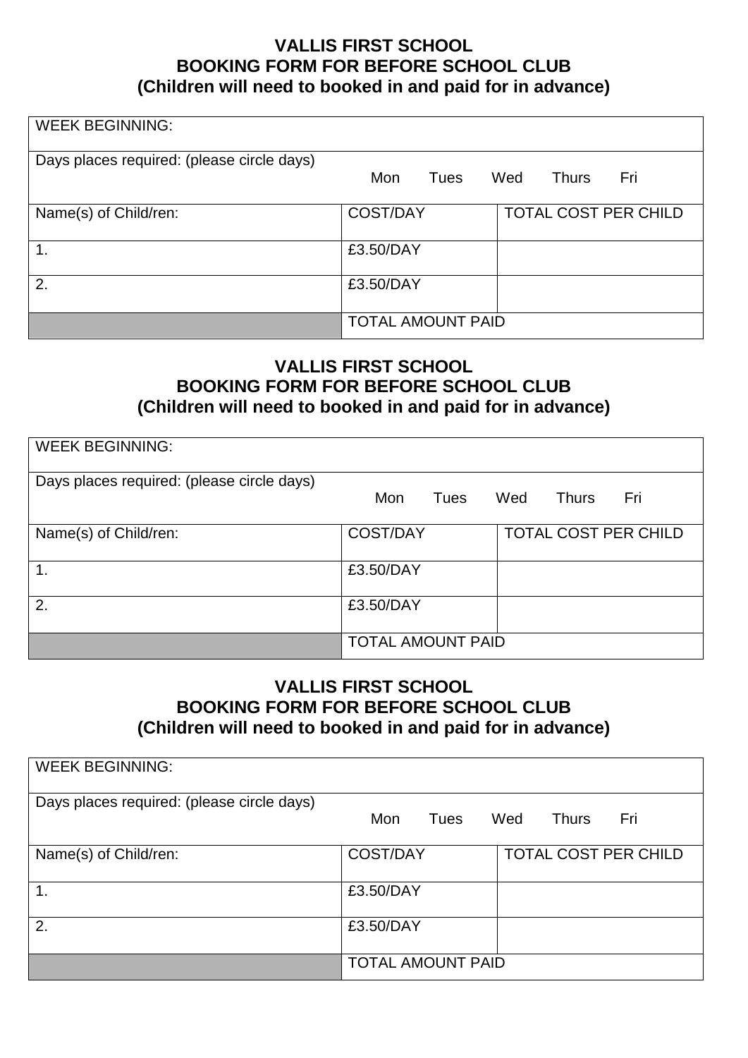**VALLIS FIRST SCHOOL**
**BOOKING FORM FOR BEFORE SCHOOL CLUB**
**(Children will need to booked in and paid for in advance)**

| WEEK BEGINNING: | | |
|---|---|---|
| Days places required: (please circle days) | Mon Tues Wed Thurs Fri | |
| Name(s) of Child/ren: | COST/DAY | TOTAL COST PER CHILD |
| 1. | £3.50/DAY | |
| 2. | £3.50/DAY | |
| | TOTAL AMOUNT PAID | |

**VALLIS FIRST SCHOOL**
**BOOKING FORM FOR BEFORE SCHOOL CLUB**
**(Children will need to booked in and paid for in advance)**

| WEEK BEGINNING: | | |
|---|---|---|
| Days places required: (please circle days) | Mon Tues Wed Thurs Fri | |
| Name(s) of Child/ren: | COST/DAY | TOTAL COST PER CHILD |
| 1. | £3.50/DAY | |
| 2. | £3.50/DAY | |
| | TOTAL AMOUNT PAID | |

**VALLIS FIRST SCHOOL**
**BOOKING FORM FOR BEFORE SCHOOL CLUB**
**(Children will need to booked in and paid for in advance)**

| WEEK BEGINNING: | | |
|---|---|---|
| Days places required: (please circle days) | Mon Tues Wed Thurs Fri | |
| Name(s) of Child/ren: | COST/DAY | TOTAL COST PER CHILD |
| 1. | £3.50/DAY | |
| 2. | £3.50/DAY | |
| | TOTAL AMOUNT PAID | |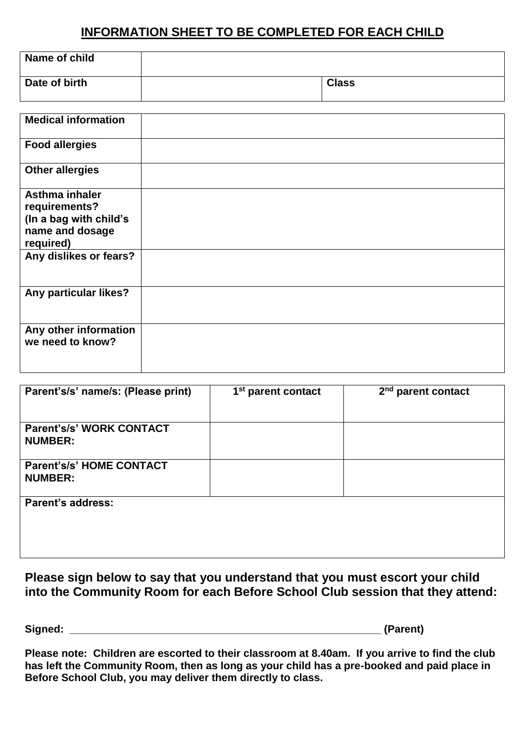## INFORMATION SHEET TO BE COMPLETED FOR EACH CHILD

| | | | |
|---|---|---|---|
| **Name of child** | | | |
| **Date of birth** | | **Class** | |

| | |
|---|---|
| **Medical information** | |
| **Food allergies** | |
| **Other allergies** | |
| **Asthma inhaler requirements? (In a bag with child's name and dosage required)** | |
| **Any dislikes or fears?** | |
| **Any particular likes?** | |
| **Any other information we need to know?** | |

| **Parent's/s' name/s: (Please print)** | **1st parent contact** | **2nd parent contact** |
|---|---|---|
| **Parent's/s' WORK CONTACT NUMBER:** | | |
| **Parent's/s' HOME CONTACT NUMBER:** | | |
| **Parent's address:** | | |

**Please sign below to say that you understand that you must escort your child into the Community Room for each Before School Club session that they attend:**

**Signed: _______________________________________________________ (Parent)**

**Please note: Children are escorted to their classroom at 8.40am. If you arrive to find the club has left the Community Room, then as long as your child has a pre-booked and paid place in Before School Club, you may deliver them directly to class.**